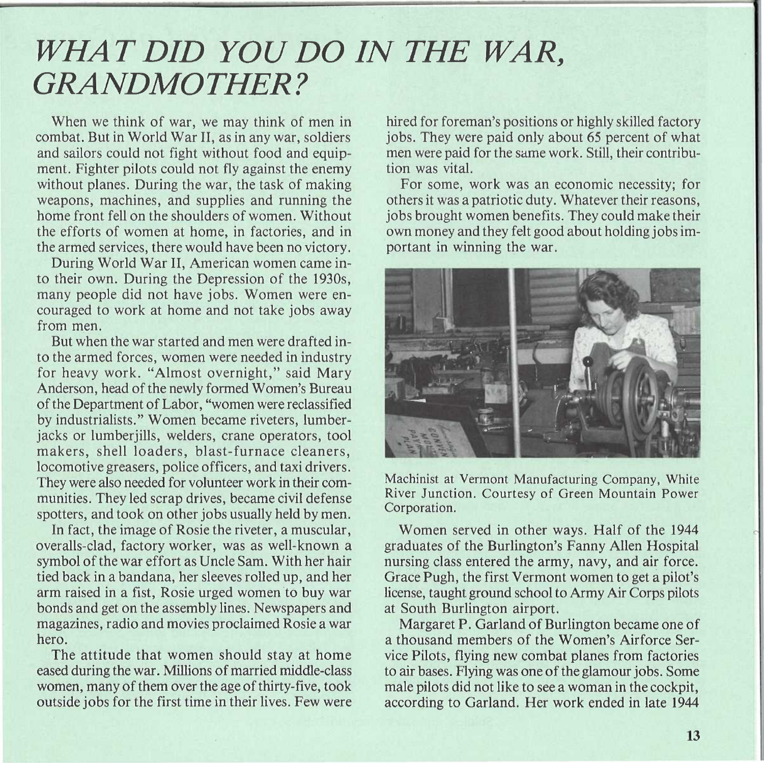# *WHAT DID YOU DO IN THE WAR, GRANDMOTHER?*

When we think of war, we may think of men in combat. But in World War II, as in any war, soldiers and sailors could not fight without food and equipment. Fighter pilots could not fly against the enemy without planes. During the war, the task of making weapons, machines, and supplies and running the home front fell on the shoulders of women. Without the efforts of women at home, in factories, and in the armed services, there would have been no victory.

During World War II, American women came into their own. During the Depression of the 1930s, many people did not have jobs. Women were encouraged to work at home and not take jobs away from men.

But when the war started and men were drafted into the armed forces, women were needed in industry for heavy work. "Almost overnight," said Mary Anderson, head of the newly formed Women's Bureau of the Department of Labor, "women were reclassified by industrialists." Women became riveters, lumberjacks or lumberjills, welders, crane operators, tool makers, shell loaders, blast-furnace cleaners, locomotive greasers, police officers, and taxi drivers. They were also needed for volunteer work in their communities. They led scrap drives, became civil defense spotters, and took on other jobs usually held by men.

In fact, the image of Rosie the riveter, a muscular, overalls-clad, factory worker, was as well-known a symbol of the war effort as Uncle Sam. With her hair tied back in a bandana, her sleeves rolled up, and her arm raised in a fist, Rosie urged women to buy war bonds and get on the assembly lines. Newspapers and magazines, radio and movies proclaimed Rosie a war hero.

The attitude that women should stay at home eased during the war. Millions of married middle-class women, many of them over the age of thirty-five, took outside jobs for the first time in their lives. Few were hired for foreman's positions or highly skilled factory jobs. They were paid only about 65 percent of what men were paid for the same work. Still, their contribution was vital.

For some, work was an economic necessity; for others it was a patriotic duty. Whatever their reasons, jobs brought women benefits. They could make their own money and they felt good about holding jobs important in winning the war.

Machinist at Vermont Manufacturing Company, White River Junction. Courtesy of Green Mountain Power Corporation.

Women served in other ways. Half of the 1944 graduates of the Burlington's Fanny Allen Hospital nursing class entered the army, navy, and air force. Grace Pugh, the first Vermont women to get a pilot's license, taught ground school to Army Air Corps pilots at South Burlington airport.

Margaret P. Garland of Burlington became one of a thousand members of the Women's Airforce Service Pilots, flying new combat planes from factories to air bases. Flying was one of the glamour jobs. Some male pilots did not like to see a woman in the cockpit, according to Garland. Her work ended in late 1944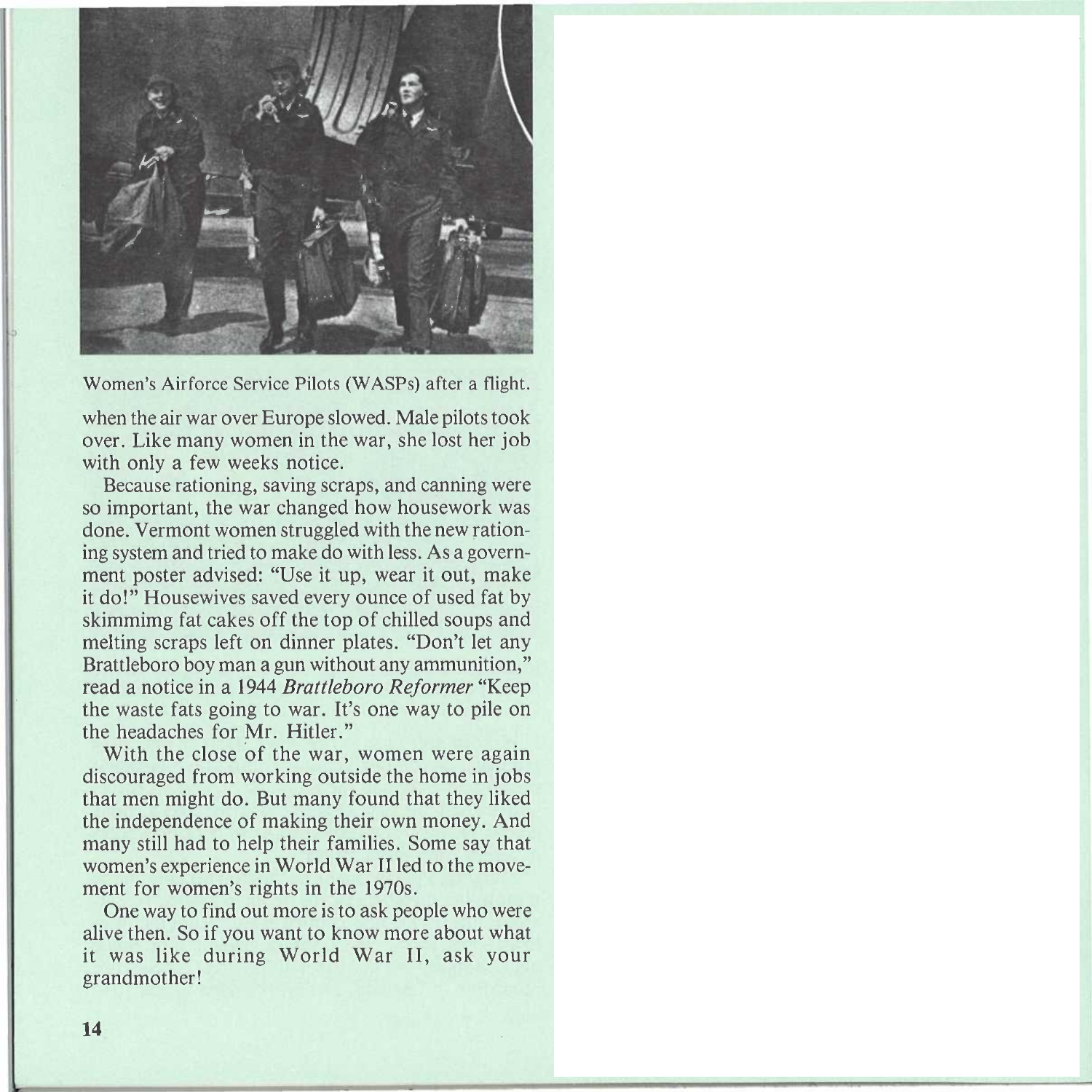Women's Airforce Service Pilots (WASPs) after a flight.

when the air war over Europe slowed. Male pilots took over. Like many women in the war, she lost her job with only a few weeks notice.

Because rationing, saving scraps, and canning were so important, the war changed how housework was done. Vermont women struggled with the new rationing system and tried to make do with less. As a government poster advised: "Use it up, wear it out, make it do!" Housewives saved every ounce of used fat by skimmimg fat cakes off the top of chilled soups and melting scraps left on dinner plates. "Don't let any Brattleboro boy man a gun without any ammunition," read a notice in a 1944 *Brattleboro Reformer* "Keep the waste fats going to war. It's one way to pile on the headaches for Mr. Hitler."

With the close of the war, women were again discouraged from working outside the home in jobs that men might do. But many found that they liked the independence of making their own money. And many still had to help their families. Some say that women's experience in World War II led to the movement for women's rights in the 1970s.

One way to find out more is to ask people who were alive then. So if you want to know more about what it was like during World War II, ask your grandmother!